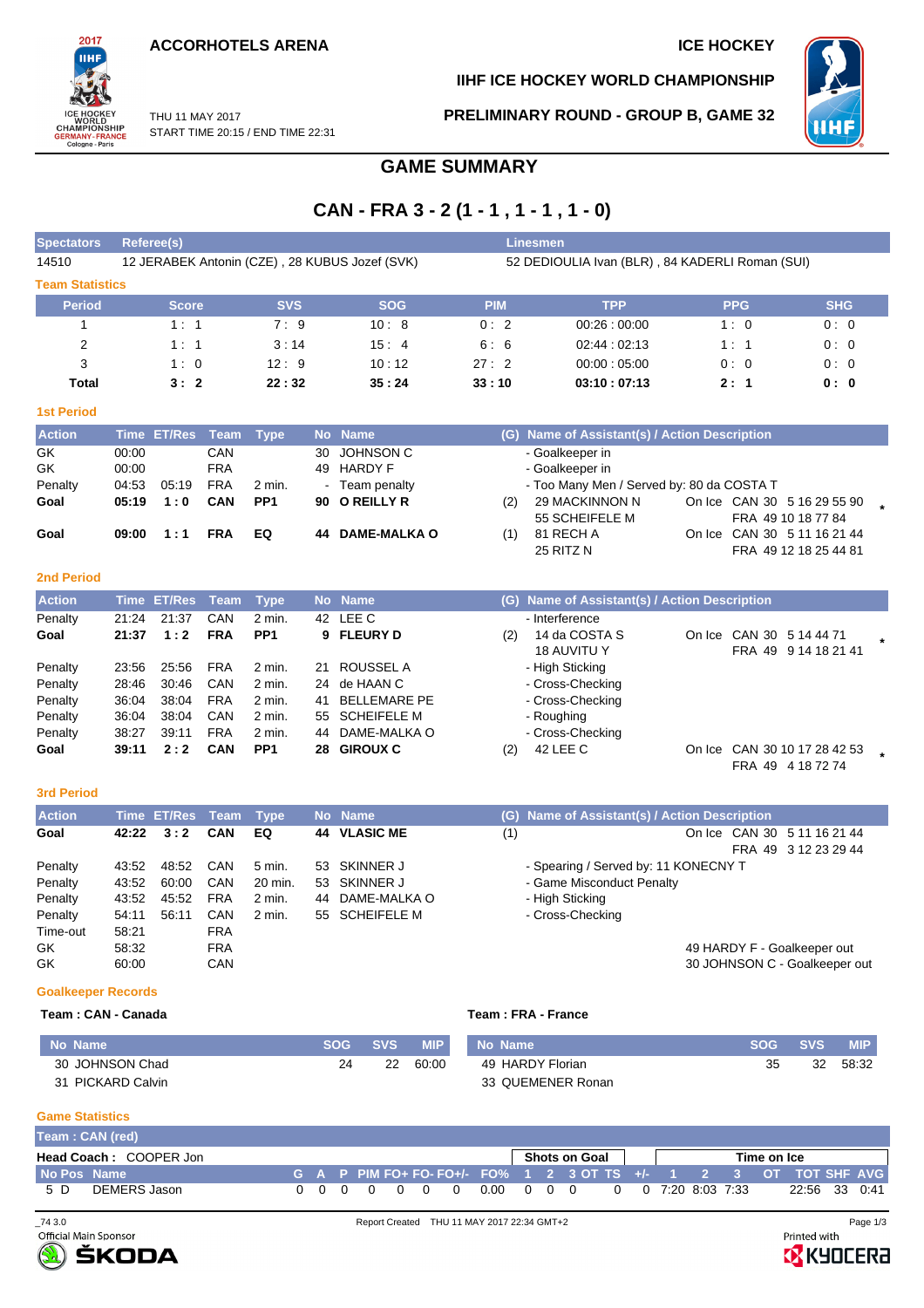ACCORHOTELS ARENA

ICE HOCKEY

IIHF ICE HOCKEY WORLD CHAMPIONSHIP

THU 11 MAY 2017
START TIME 20:15 / END TIME 22:31

PRELIMINARY ROUND - GROUP B, GAME 32

# GAME SUMMARY

## CAN - FRA 3 - 2 (1 - 1 , 1 - 1 , 1 - 0)

| Spectators | Referee(s) | Linesmen |
|---|---|---|
| 14510 | 12 JERABEK Antonin (CZE) , 28 KUBUS Jozef (SVK) | 52 DEDIOULIA Ivan (BLR) , 84 KADERLI Roman (SUI) |

### Team Statistics

| Period | Score | SVS | SOG | PIM | TPP | PPG | SHG |
|---|---|---|---|---|---|---|---|
| 1 | 1 : 1 | 7 : 9 | 10 : 8 | 0 : 2 | 00:26 : 00:00 | 1 : 0 | 0 : 0 |
| 2 | 1 : 1 | 3 : 14 | 15 : 4 | 6 : 6 | 02:44 : 02:13 | 1 : 1 | 0 : 0 |
| 3 | 1 : 0 | 12 : 9 | 10 : 12 | 27 : 2 | 00:00 : 05:00 | 0 : 0 | 0 : 0 |
| **Total** | **3 : 2** | **22 : 32** | **35 : 24** | **33 : 10** | **03:10 : 07:13** | **2 : 1** | **0 : 0** |

### 1st Period

| Action | Time | ET/Res | Team | Type | No | Name | (G) | Name of Assistant(s) / Action Description | | |
|---|---|---|---|---|---|---|---|---|---|---|
| GK | 00:00 | | CAN | | 30 | JOHNSON C | | - Goalkeeper in | | |
| GK | 00:00 | | FRA | | 49 | HARDY F | | - Goalkeeper in | | |
| Penalty | 04:53 | 05:19 | FRA | 2 min. | - | Team penalty | | - Too Many Men / Served by: 80 da COSTA T | | |
| **Goal** | **05:19** | **1 : 0** | **CAN** | **PP1** | **90** | **O REILLY R** | (2) | 29 MACKINNON N<br>55 SCHEIFELE M | On Ice | CAN 30 5 16 29 55 90 |
| **Goal** | **09:00** | **1 : 1** | **FRA** | **EQ** | **44** | **DAME-MALKA O** | (1) | 81 RECH A<br>25 RITZ N | On Ice | CAN 30 5 11 16 21 44<br>FRA 49 12 18 25 44 81 |

### 2nd Period

| Action | Time | ET/Res | Team | Type | No | Name | (G) | Name of Assistant(s) / Action Description | | |
|---|---|---|---|---|---|---|---|---|---|---|
| Penalty | 21:24 | 21:37 | CAN | 2 min. | 42 | LEE C | | - Interference | | |
| **Goal** | **21:37** | **1 : 2** | **FRA** | **PP1** | **9** | **FLEURY D** | (2) | 14 da COSTA S<br>18 AUVITU Y | On Ice | CAN 30 5 14 44 71<br>FRA 49 9 14 18 21 41 |
| Penalty | 23:56 | 25:56 | FRA | 2 min. | 21 | ROUSSEL A | | - High Sticking | | |
| Penalty | 28:46 | 30:46 | CAN | 2 min. | 24 | de HAAN C | | - Cross-Checking | | |
| Penalty | 36:04 | 38:04 | FRA | 2 min. | 41 | BELLEMARE PE | | - Cross-Checking | | |
| Penalty | 36:04 | 38:04 | CAN | 2 min. | 55 | SCHEIFELE M | | - Roughing | | |
| Penalty | 38:27 | 39:11 | FRA | 2 min. | 44 | DAME-MALKA O | | - Cross-Checking | | |
| **Goal** | **39:11** | **2 : 2** | **CAN** | **PP1** | **28** | **GIROUX C** | (2) | 42 LEE C | On Ice | CAN 30 10 17 28 42 53<br>FRA 49 4 18 72 74 |

### 3rd Period

| Action | Time | ET/Res | Team | Type | No | Name | (G) | Name of Assistant(s) / Action Description | | |
|---|---|---|---|---|---|---|---|---|---|---|
| **Goal** | **42:22** | **3 : 2** | **CAN** | **EQ** | **44** | **VLASIC ME** | (1) | | On Ice | CAN 30 5 11 16 21 44<br>FRA 49 3 12 23 29 44 |
| Penalty | 43:52 | 48:52 | CAN | 5 min. | 53 | SKINNER J | | - Spearing / Served by: 11 KONECNY T | | |
| Penalty | 43:52 | 60:00 | CAN | 20 min. | 53 | SKINNER J | | - Game Misconduct Penalty | | |
| Penalty | 43:52 | 45:52 | FRA | 2 min. | 44 | DAME-MALKA O | | - High Sticking | | |
| Penalty | 54:11 | 56:11 | CAN | 2 min. | 55 | SCHEIFELE M | | - Cross-Checking | | |
| Time-out | 58:21 | | FRA | | | | | | | |
| GK | 58:32 | | FRA | | | | | | | 49 HARDY F - Goalkeeper out |
| GK | 60:00 | | CAN | | | | | | | 30 JOHNSON C - Goalkeeper out |

### Goalkeeper Records

**Team : CAN - Canada**

| No | Name | SOG | SVS | MIP |
|---|---|---|---|---|
| 30 | JOHNSON Chad | 24 | 22 | 60:00 |
| 31 | PICKARD Calvin | | | |

**Team : FRA - France**

| No | Name | SOG | SVS | MIP |
|---|---|---|---|---|
| 49 | HARDY Florian | 35 | 32 | 58:32 |
| 33 | QUEMENER Ronan | | | |

### Game Statistics

**Team : CAN (red)**

**Head Coach :** COOPER Jon

| No | Pos | Name | G | A | P | PIM | FO+ | FO- | FO+/- | FO% | SOG 1 | SOG 2 | SOG 3 | SOG OT | SOG TS | +/- | TOI 1 | TOI 2 | TOI 3 | TOI OT | TOT | SHF | AVG |
|---|---|---|---|---|---|---|---|---|---|---|---|---|---|---|---|---|---|---|---|---|---|---|---|
| 5 | D | DEMERS Jason | 0 | 0 | 0 | 0 | 0 | 0 | 0 | 0.00 | 0 | 0 | 0 | | 0 | 0 | 7:20 | 8:03 | 7:33 | | 22:56 | 33 | 0:41 |

_74 3.0 Report Created THU 11 MAY 2017 22:34 GMT+2

Official Main Sponsor ŠKODA — Printed with KYOCERA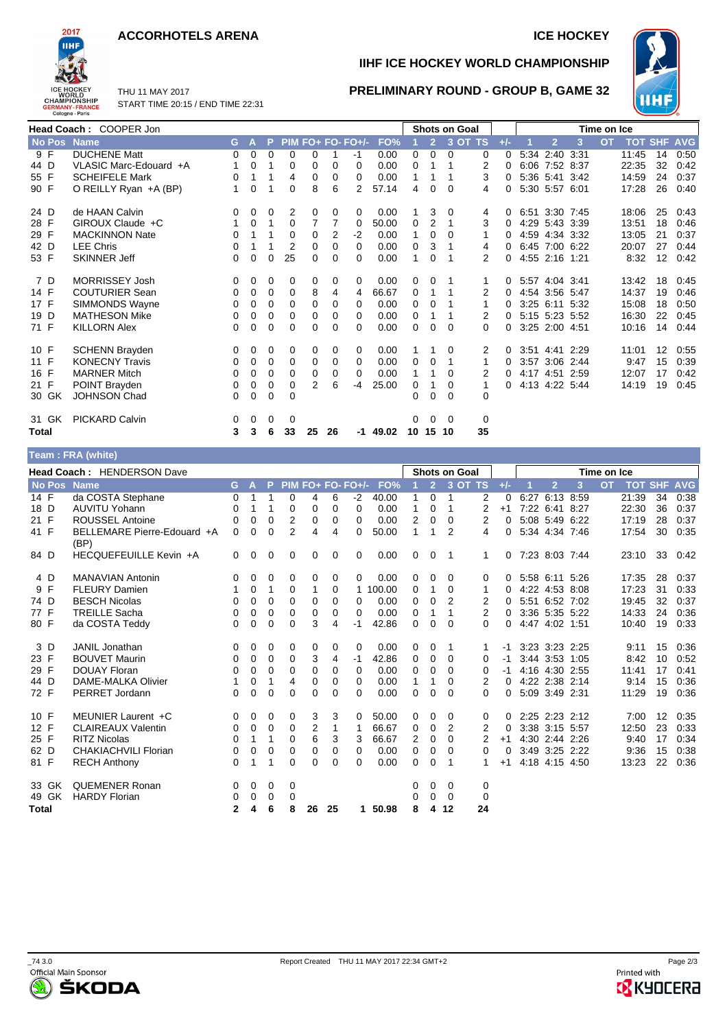# ACCORHOTELS ARENA

ICE HOCKEY

## IIHF ICE HOCKEY WORLD CHAMPIONSHIP

THU 11 MAY 2017
START TIME 20:15 / END TIME 22:31

## PRELIMINARY ROUND - GROUP B, GAME 32

**Head Coach :** COOPER Jon

| No | Pos | Name | G | A | P | PIM | FO+ | FO- | FO+/- | FO% | Shots on Goal 1 | 2 | 3 | OT | TS | +/- | Time on Ice 1 | 2 | 3 | OT | TOT | SHF | AVG |
|---|---|---|---|---|---|---|---|---|---|---|---|---|---|---|---|---|---|---|---|---|---|---|---|
| 9 | F | DUCHENE Matt | 0 | 0 | 0 | 0 | 0 | 1 | -1 | 0.00 | 0 | 0 | 0 | | 0 | 0 | 5:34 | 2:40 | 3:31 | | 11:45 | 14 | 0:50 |
| 44 | D | VLASIC Marc-Edouard +A | 1 | 0 | 1 | 0 | 0 | 0 | 0 | 0.00 | 0 | 1 | 1 | | 2 | 0 | 6:06 | 7:52 | 8:37 | | 22:35 | 32 | 0:42 |
| 55 | F | SCHEIFELE Mark | 0 | 1 | 1 | 4 | 0 | 0 | 0 | 0.00 | 1 | 1 | 1 | | 3 | 0 | 5:36 | 5:41 | 3:42 | | 14:59 | 24 | 0:37 |
| 90 | F | O REILLY Ryan +A (BP) | 1 | 0 | 1 | 0 | 8 | 6 | 2 | 57.14 | 4 | 0 | 0 | | 4 | 0 | 5:30 | 5:57 | 6:01 | | 17:28 | 26 | 0:40 |
| 24 | D | de HAAN Calvin | 0 | 0 | 0 | 2 | 0 | 0 | 0 | 0.00 | 1 | 3 | 0 | | 4 | 0 | 6:51 | 3:30 | 7:45 | | 18:06 | 25 | 0:43 |
| 28 | F | GIROUX Claude +C | 1 | 0 | 1 | 0 | 7 | 7 | 0 | 50.00 | 0 | 2 | 1 | | 3 | 0 | 4:29 | 5:43 | 3:39 | | 13:51 | 18 | 0:46 |
| 29 | F | MACKINNON Nate | 0 | 1 | 1 | 0 | 0 | 2 | -2 | 0.00 | 1 | 0 | 0 | | 1 | 0 | 4:59 | 4:34 | 3:32 | | 13:05 | 21 | 0:37 |
| 42 | D | LEE Chris | 0 | 1 | 1 | 2 | 0 | 0 | 0 | 0.00 | 0 | 3 | 1 | | 4 | 0 | 6:45 | 7:00 | 6:22 | | 20:07 | 27 | 0:44 |
| 53 | F | SKINNER Jeff | 0 | 0 | 0 | 25 | 0 | 0 | 0 | 0.00 | 1 | 0 | 1 | | 2 | 0 | 4:55 | 2:16 | 1:21 | | 8:32 | 12 | 0:42 |
| 7 | D | MORRISSEY Josh | 0 | 0 | 0 | 0 | 0 | 0 | 0 | 0.00 | 0 | 0 | 1 | | 1 | 0 | 5:57 | 4:04 | 3:41 | | 13:42 | 18 | 0:45 |
| 14 | F | COUTURIER Sean | 0 | 0 | 0 | 0 | 8 | 4 | 4 | 66.67 | 0 | 1 | 1 | | 2 | 0 | 4:54 | 3:56 | 5:47 | | 14:37 | 19 | 0:46 |
| 17 | F | SIMMONDS Wayne | 0 | 0 | 0 | 0 | 0 | 0 | 0 | 0.00 | 0 | 0 | 1 | | 1 | 0 | 3:25 | 6:11 | 5:32 | | 15:08 | 18 | 0:50 |
| 19 | D | MATHESON Mike | 0 | 0 | 0 | 0 | 0 | 0 | 0 | 0.00 | 0 | 1 | 1 | | 2 | 0 | 5:15 | 5:23 | 5:52 | | 16:30 | 22 | 0:45 |
| 71 | F | KILLORN Alex | 0 | 0 | 0 | 0 | 0 | 0 | 0 | 0.00 | 0 | 0 | 0 | | 0 | 0 | 3:25 | 2:00 | 4:51 | | 10:16 | 14 | 0:44 |
| 10 | F | SCHENN Brayden | 0 | 0 | 0 | 0 | 0 | 0 | 0 | 0.00 | 1 | 1 | 0 | | 2 | 0 | 3:51 | 4:41 | 2:29 | | 11:01 | 12 | 0:55 |
| 11 | F | KONECNY Travis | 0 | 0 | 0 | 0 | 0 | 0 | 0 | 0.00 | 0 | 0 | 1 | | 1 | 0 | 3:57 | 3:06 | 2:44 | | 9:47 | 15 | 0:39 |
| 16 | F | MARNER Mitch | 0 | 0 | 0 | 0 | 0 | 0 | 0 | 0.00 | 1 | 1 | 0 | | 2 | 0 | 4:17 | 4:51 | 2:59 | | 12:07 | 17 | 0:42 |
| 21 | F | POINT Brayden | 0 | 0 | 0 | 0 | 2 | 6 | -4 | 25.00 | 0 | 1 | 0 | | 1 | 0 | 4:13 | 4:22 | 5:44 | | 14:19 | 19 | 0:45 |
| 30 | GK | JOHNSON Chad | 0 | 0 | 0 | 0 | | | | | 0 | 0 | 0 | | 0 | | | | | | | | |
| 31 | GK | PICKARD Calvin | 0 | 0 | 0 | 0 | | | | | 0 | 0 | 0 | | 0 | | | | | | | | |
| **Total** | | | **3** | **3** | **6** | **33** | **25** | **26** | **-1** | **49.02** | **10** | **15** | **10** | | **35** | | | | | | | | |

**Team : FRA (white)**

**Head Coach :** HENDERSON Dave

| No | Pos | Name | G | A | P | PIM | FO+ | FO- | FO+/- | FO% | Shots on Goal 1 | 2 | 3 | OT | TS | +/- | Time on Ice 1 | 2 | 3 | OT | TOT | SHF | AVG |
|---|---|---|---|---|---|---|---|---|---|---|---|---|---|---|---|---|---|---|---|---|---|---|---|
| 14 | F | da COSTA Stephane | 0 | 1 | 1 | 0 | 4 | 6 | -2 | 40.00 | 1 | 0 | 1 | | 2 | 0 | 6:27 | 6:13 | 8:59 | | 21:39 | 34 | 0:38 |
| 18 | D | AUVITU Yohann | 0 | 1 | 1 | 0 | 0 | 0 | 0 | 0.00 | 1 | 0 | 1 | | 2 | +1 | 7:22 | 6:41 | 8:27 | | 22:30 | 36 | 0:37 |
| 21 | F | ROUSSEL Antoine | 0 | 0 | 0 | 2 | 0 | 0 | 0 | 0.00 | 2 | 0 | 0 | | 2 | 0 | 5:08 | 5:49 | 6:22 | | 17:19 | 28 | 0:37 |
| 41 | F | BELLEMARE Pierre-Edouard +A (BP) | 0 | 0 | 0 | 2 | 4 | 4 | 0 | 50.00 | 1 | 1 | 2 | | 4 | 0 | 5:34 | 4:34 | 7:46 | | 17:54 | 30 | 0:35 |
| 84 | D | HECQUEFEUILLE Kevin +A | 0 | 0 | 0 | 0 | 0 | 0 | 0 | 0.00 | 0 | 0 | 1 | | 1 | 0 | 7:23 | 8:03 | 7:44 | | 23:10 | 33 | 0:42 |
| 4 | D | MANAVIAN Antonin | 0 | 0 | 0 | 0 | 0 | 0 | 0 | 0.00 | 0 | 0 | 0 | | 0 | 0 | 5:58 | 6:11 | 5:26 | | 17:35 | 28 | 0:37 |
| 9 | F | FLEURY Damien | 1 | 0 | 1 | 0 | 1 | 0 | 1 | 100.00 | 0 | 1 | 0 | | 1 | 0 | 4:22 | 4:53 | 8:08 | | 17:23 | 31 | 0:33 |
| 74 | D | BESCH Nicolas | 0 | 0 | 0 | 0 | 0 | 0 | 0 | 0.00 | 0 | 0 | 2 | | 2 | 0 | 5:51 | 6:52 | 7:02 | | 19:45 | 32 | 0:37 |
| 77 | F | TREILLE Sacha | 0 | 0 | 0 | 0 | 0 | 0 | 0 | 0.00 | 0 | 1 | 1 | | 2 | 0 | 3:36 | 5:35 | 5:22 | | 14:33 | 24 | 0:36 |
| 80 | F | da COSTA Teddy | 0 | 0 | 0 | 0 | 3 | 4 | -1 | 42.86 | 0 | 0 | 0 | | 0 | 0 | 4:47 | 4:02 | 1:51 | | 10:40 | 19 | 0:33 |
| 3 | D | JANIL Jonathan | 0 | 0 | 0 | 0 | 0 | 0 | 0 | 0.00 | 0 | 0 | 1 | | 1 | -1 | 3:23 | 3:23 | 2:25 | | 9:11 | 15 | 0:36 |
| 23 | F | BOUVET Maurin | 0 | 0 | 0 | 0 | 3 | 4 | -1 | 42.86 | 0 | 0 | 0 | | 0 | -1 | 3:44 | 3:53 | 1:05 | | 8:42 | 10 | 0:52 |
| 29 | F | DOUAY Floran | 0 | 0 | 0 | 0 | 0 | 0 | 0 | 0.00 | 0 | 0 | 0 | | 0 | -1 | 4:16 | 4:30 | 2:55 | | 11:41 | 17 | 0:41 |
| 44 | D | DAME-MALKA Olivier | 1 | 0 | 1 | 4 | 0 | 0 | 0 | 0.00 | 1 | 1 | 0 | | 2 | 0 | 4:22 | 2:38 | 2:14 | | 9:14 | 15 | 0:36 |
| 72 | F | PERRET Jordann | 0 | 0 | 0 | 0 | 0 | 0 | 0 | 0.00 | 0 | 0 | 0 | | 0 | 0 | 5:09 | 3:49 | 2:31 | | 11:29 | 19 | 0:36 |
| 10 | F | MEUNIER Laurent +C | 0 | 0 | 0 | 0 | 3 | 3 | 0 | 50.00 | 0 | 0 | 0 | | 0 | 0 | 2:25 | 2:23 | 2:12 | | 7:00 | 12 | 0:35 |
| 12 | F | CLAIREAUX Valentin | 0 | 0 | 0 | 0 | 2 | 1 | 1 | 66.67 | 0 | 0 | 2 | | 2 | 0 | 3:38 | 3:15 | 5:57 | | 12:50 | 23 | 0:33 |
| 25 | F | RITZ Nicolas | 0 | 1 | 1 | 0 | 6 | 3 | 3 | 66.67 | 2 | 0 | 0 | | 2 | +1 | 4:30 | 2:44 | 2:26 | | 9:40 | 17 | 0:34 |
| 62 | D | CHAKIACHVILI Florian | 0 | 0 | 0 | 0 | 0 | 0 | 0 | 0.00 | 0 | 0 | 0 | | 0 | 0 | 3:49 | 3:25 | 2:22 | | 9:36 | 15 | 0:38 |
| 81 | F | RECH Anthony | 0 | 1 | 1 | 0 | 0 | 0 | 0 | 0.00 | 0 | 0 | 1 | | 1 | +1 | 4:18 | 4:15 | 4:50 | | 13:23 | 22 | 0:36 |
| 33 | GK | QUEMENER Ronan | 0 | 0 | 0 | 0 | | | | | 0 | 0 | 0 | | 0 | | | | | | | | |
| 49 | GK | HARDY Florian | 0 | 0 | 0 | 0 | | | | | 0 | 0 | 0 | | 0 | | | | | | | | |
| **Total** | | | **2** | **4** | **6** | **8** | **26** | **25** | **1** | **50.98** | **8** | **4** | **12** | | **24** | | | | | | | | |

_74 3.0

Report Created THU 11 MAY 2017 22:34 GMT+2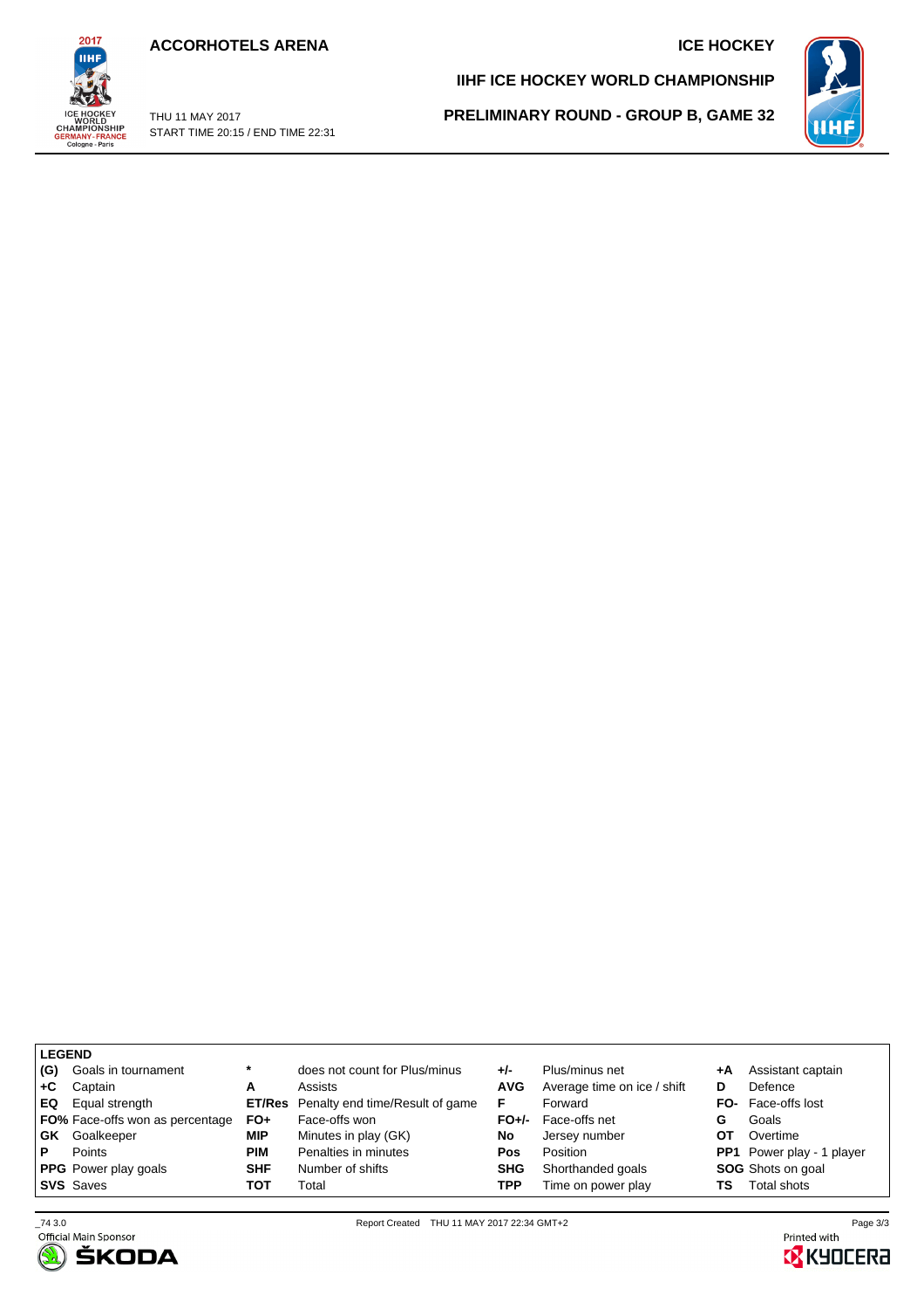## LEGEND

| | | | | | | | |
|---|---|---|---|---|---|---|---|
| (G) | Goals in tournament | * | does not count for Plus/minus | +/- | Plus/minus net | +A | Assistant captain |
| +C | Captain | A | Assists | AVG | Average time on ice / shift | D | Defence |
| EQ | Equal strength | ET/Res | Penalty end time/Result of game | F | Forward | FO- | Face-offs lost |
| FO% | Face-offs won as percentage | FO+ | Face-offs won | FO+/- | Face-offs net | G | Goals |
| GK | Goalkeeper | MIP | Minutes in play (GK) | No | Jersey number | OT | Overtime |
| P | Points | PIM | Penalties in minutes | Pos | Position | PP1 | Power play - 1 player |
| PPG | Power play goals | SHF | Number of shifts | SHG | Shorthanded goals | SOG | Shots on goal |
| SVS | Saves | TOT | Total | TPP | Time on power play | TS | Total shots |